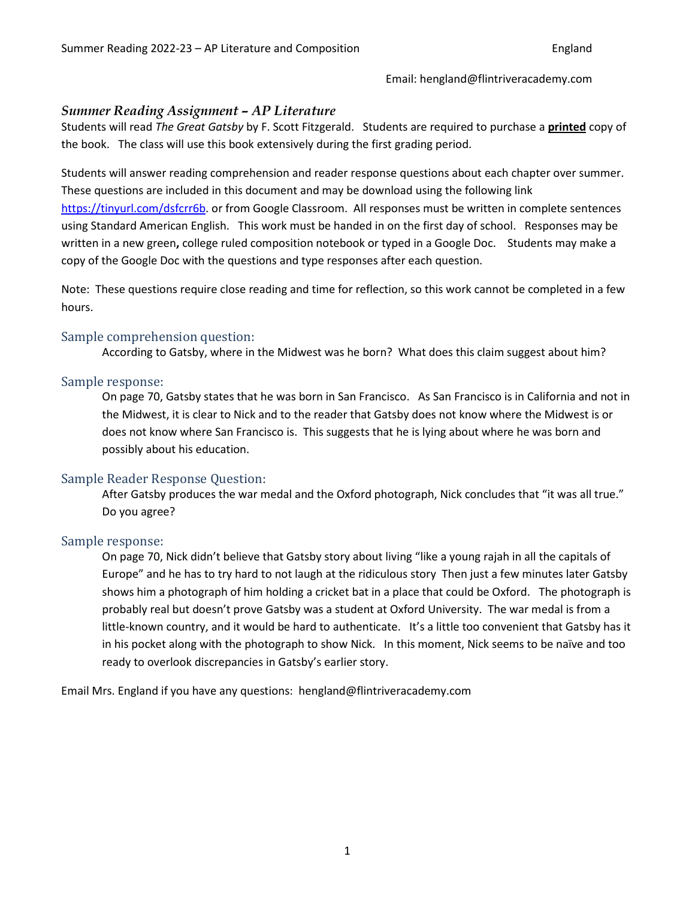Summer Reading 2022-23 – AP Literature and Composition England

Email: hengland@flintriveracademy.com

## *Summer Reading Assignment – AP Literature*

Students will read *The Great Gatsby* by F. Scott Fitzgerald. Students are required to purchase a **printed** copy of the book. The class will use this book extensively during the first grading period.

Students will answer reading comprehension and reader response questions about each chapter over summer. These questions are included in this document and may be download using the following link https://tinyurl.com/dsfcrr6b. or from Google Classroom. All responses must be written in complete sentences using Standard American English. This work must be handed in on the first day of school. Responses may be written in a new green**,** college ruled composition notebook or typed in a Google Doc. Students may make a copy of the Google Doc with the questions and type responses after each question.

Note: These questions require close reading and time for reflection, so this work cannot be completed in a few hours.

### Sample comprehension question:

According to Gatsby, where in the Midwest was he born? What does this claim suggest about him?

### Sample response:

On page 70, Gatsby states that he was born in San Francisco. As San Francisco is in California and not in the Midwest, it is clear to Nick and to the reader that Gatsby does not know where the Midwest is or does not know where San Francisco is. This suggests that he is lying about where he was born and possibly about his education.

### Sample Reader Response Question:

After Gatsby produces the war medal and the Oxford photograph, Nick concludes that "it was all true." Do you agree?

### Sample response:

On page 70, Nick didn't believe that Gatsby story about living "like a young rajah in all the capitals of Europe" and he has to try hard to not laugh at the ridiculous story Then just a few minutes later Gatsby shows him a photograph of him holding a cricket bat in a place that could be Oxford. The photograph is probably real but doesn't prove Gatsby was a student at Oxford University. The war medal is from a little-known country, and it would be hard to authenticate. It's a little too convenient that Gatsby has it in his pocket along with the photograph to show Nick. In this moment, Nick seems to be naïve and too ready to overlook discrepancies in Gatsby's earlier story.

Email Mrs. England if you have any questions: hengland@flintriveracademy.com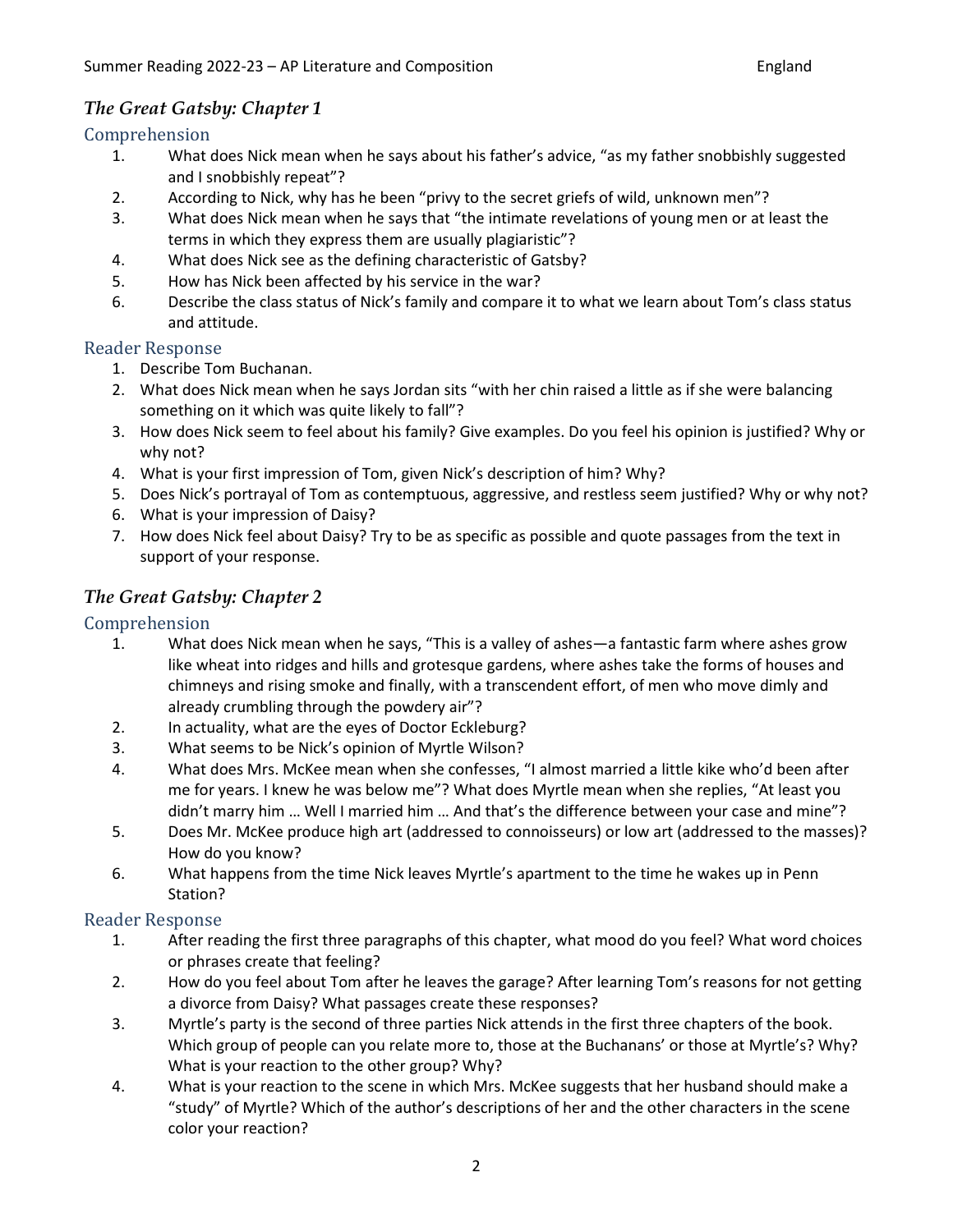## *The Great Gatsby: Chapter 1*

### Comprehension

1. What does Nick mean when he says about his father's advice, "as my father snobbishly suggested and I snobbishly repeat"?
2. According to Nick, why has he been "privy to the secret griefs of wild, unknown men"?
3. What does Nick mean when he says that "the intimate revelations of young men or at least the terms in which they express them are usually plagiaristic"?
4. What does Nick see as the defining characteristic of Gatsby?
5. How has Nick been affected by his service in the war?
6. Describe the class status of Nick's family and compare it to what we learn about Tom's class status and attitude.

### Reader Response

1. Describe Tom Buchanan.
2. What does Nick mean when he says Jordan sits "with her chin raised a little as if she were balancing something on it which was quite likely to fall"?
3. How does Nick seem to feel about his family? Give examples. Do you feel his opinion is justified? Why or why not?
4. What is your first impression of Tom, given Nick's description of him? Why?
5. Does Nick's portrayal of Tom as contemptuous, aggressive, and restless seem justified? Why or why not?
6. What is your impression of Daisy?
7. How does Nick feel about Daisy? Try to be as specific as possible and quote passages from the text in support of your response.

## *The Great Gatsby: Chapter 2*

### Comprehension

1. What does Nick mean when he says, "This is a valley of ashes—a fantastic farm where ashes grow like wheat into ridges and hills and grotesque gardens, where ashes take the forms of houses and chimneys and rising smoke and finally, with a transcendent effort, of men who move dimly and already crumbling through the powdery air"?
2. In actuality, what are the eyes of Doctor Eckleburg?
3. What seems to be Nick's opinion of Myrtle Wilson?
4. What does Mrs. McKee mean when she confesses, "I almost married a little kike who'd been after me for years. I knew he was below me"? What does Myrtle mean when she replies, "At least you didn't marry him … Well I married him … And that's the difference between your case and mine"?
5. Does Mr. McKee produce high art (addressed to connoisseurs) or low art (addressed to the masses)? How do you know?
6. What happens from the time Nick leaves Myrtle's apartment to the time he wakes up in Penn Station?

### Reader Response

1. After reading the first three paragraphs of this chapter, what mood do you feel? What word choices or phrases create that feeling?
2. How do you feel about Tom after he leaves the garage? After learning Tom's reasons for not getting a divorce from Daisy? What passages create these responses?
3. Myrtle's party is the second of three parties Nick attends in the first three chapters of the book. Which group of people can you relate more to, those at the Buchanans' or those at Myrtle's? Why? What is your reaction to the other group? Why?
4. What is your reaction to the scene in which Mrs. McKee suggests that her husband should make a "study" of Myrtle? Which of the author's descriptions of her and the other characters in the scene color your reaction?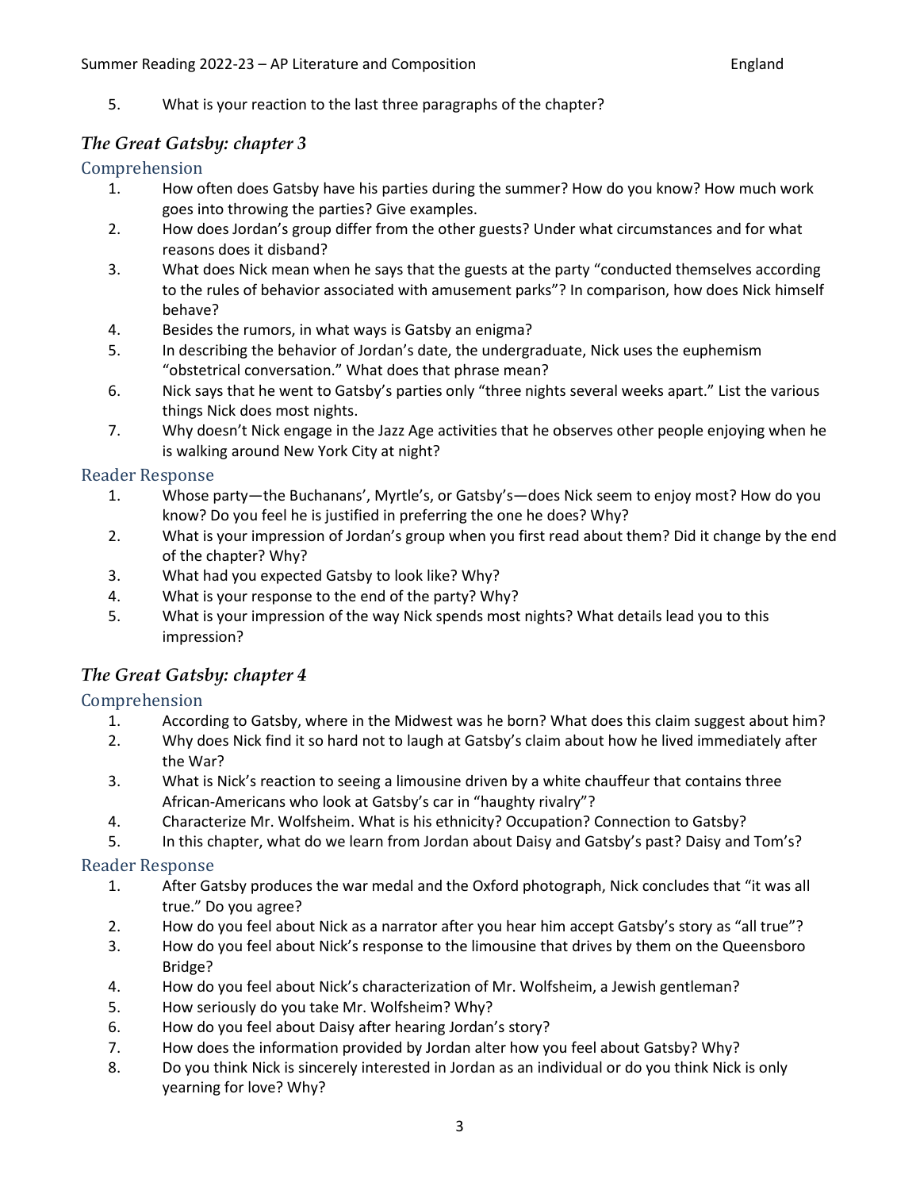5. What is your reaction to the last three paragraphs of the chapter?

## *The Great Gatsby: chapter 3*

### Comprehension

1. How often does Gatsby have his parties during the summer? How do you know? How much work goes into throwing the parties? Give examples.
2. How does Jordan's group differ from the other guests? Under what circumstances and for what reasons does it disband?
3. What does Nick mean when he says that the guests at the party "conducted themselves according to the rules of behavior associated with amusement parks"? In comparison, how does Nick himself behave?
4. Besides the rumors, in what ways is Gatsby an enigma?
5. In describing the behavior of Jordan's date, the undergraduate, Nick uses the euphemism "obstetrical conversation." What does that phrase mean?
6. Nick says that he went to Gatsby's parties only "three nights several weeks apart." List the various things Nick does most nights.
7. Why doesn't Nick engage in the Jazz Age activities that he observes other people enjoying when he is walking around New York City at night?

### Reader Response

1. Whose party—the Buchanans', Myrtle's, or Gatsby's—does Nick seem to enjoy most? How do you know? Do you feel he is justified in preferring the one he does? Why?
2. What is your impression of Jordan's group when you first read about them? Did it change by the end of the chapter? Why?
3. What had you expected Gatsby to look like? Why?
4. What is your response to the end of the party? Why?
5. What is your impression of the way Nick spends most nights? What details lead you to this impression?

## *The Great Gatsby: chapter 4*

### Comprehension

1. According to Gatsby, where in the Midwest was he born? What does this claim suggest about him?
2. Why does Nick find it so hard not to laugh at Gatsby's claim about how he lived immediately after the War?
3. What is Nick's reaction to seeing a limousine driven by a white chauffeur that contains three African-Americans who look at Gatsby's car in "haughty rivalry"?
4. Characterize Mr. Wolfsheim. What is his ethnicity? Occupation? Connection to Gatsby?
5. In this chapter, what do we learn from Jordan about Daisy and Gatsby's past? Daisy and Tom's?

### Reader Response

1. After Gatsby produces the war medal and the Oxford photograph, Nick concludes that "it was all true." Do you agree?
2. How do you feel about Nick as a narrator after you hear him accept Gatsby's story as "all true"?
3. How do you feel about Nick's response to the limousine that drives by them on the Queensboro Bridge?
4. How do you feel about Nick's characterization of Mr. Wolfsheim, a Jewish gentleman?
5. How seriously do you take Mr. Wolfsheim? Why?
6. How do you feel about Daisy after hearing Jordan's story?
7. How does the information provided by Jordan alter how you feel about Gatsby? Why?
8. Do you think Nick is sincerely interested in Jordan as an individual or do you think Nick is only yearning for love? Why?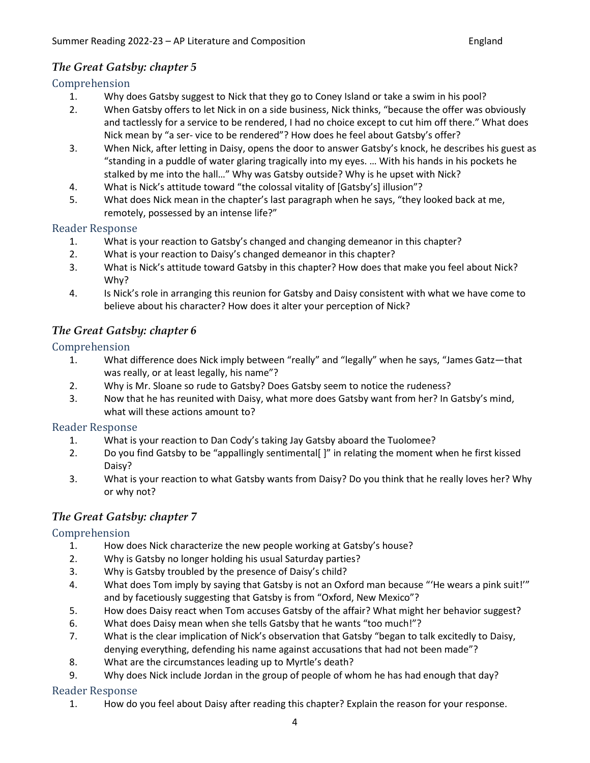## *The Great Gatsby: chapter 5*

### Comprehension

1. Why does Gatsby suggest to Nick that they go to Coney Island or take a swim in his pool?
2. When Gatsby offers to let Nick in on a side business, Nick thinks, "because the offer was obviously and tactlessly for a service to be rendered, I had no choice except to cut him off there." What does Nick mean by "a ser- vice to be rendered"? How does he feel about Gatsby's offer?
3. When Nick, after letting in Daisy, opens the door to answer Gatsby's knock, he describes his guest as "standing in a puddle of water glaring tragically into my eyes. … With his hands in his pockets he stalked by me into the hall…" Why was Gatsby outside? Why is he upset with Nick?
4. What is Nick's attitude toward "the colossal vitality of [Gatsby's] illusion"?
5. What does Nick mean in the chapter's last paragraph when he says, "they looked back at me, remotely, possessed by an intense life?"

### Reader Response

1. What is your reaction to Gatsby's changed and changing demeanor in this chapter?
2. What is your reaction to Daisy's changed demeanor in this chapter?
3. What is Nick's attitude toward Gatsby in this chapter? How does that make you feel about Nick? Why?
4. Is Nick's role in arranging this reunion for Gatsby and Daisy consistent with what we have come to believe about his character? How does it alter your perception of Nick?

## *The Great Gatsby: chapter 6*

### Comprehension

1. What difference does Nick imply between "really" and "legally" when he says, "James Gatz—that was really, or at least legally, his name"?
2. Why is Mr. Sloane so rude to Gatsby? Does Gatsby seem to notice the rudeness?
3. Now that he has reunited with Daisy, what more does Gatsby want from her? In Gatsby's mind, what will these actions amount to?

### Reader Response

1. What is your reaction to Dan Cody's taking Jay Gatsby aboard the Tuolomee?
2. Do you find Gatsby to be "appallingly sentimental[ ]" in relating the moment when he first kissed Daisy?
3. What is your reaction to what Gatsby wants from Daisy? Do you think that he really loves her? Why or why not?

## *The Great Gatsby: chapter 7*

### Comprehension

1. How does Nick characterize the new people working at Gatsby's house?
2. Why is Gatsby no longer holding his usual Saturday parties?
3. Why is Gatsby troubled by the presence of Daisy's child?
4. What does Tom imply by saying that Gatsby is not an Oxford man because "'He wears a pink suit!'" and by facetiously suggesting that Gatsby is from "Oxford, New Mexico"?
5. How does Daisy react when Tom accuses Gatsby of the affair? What might her behavior suggest?
6. What does Daisy mean when she tells Gatsby that he wants "too much!"?
7. What is the clear implication of Nick's observation that Gatsby "began to talk excitedly to Daisy, denying everything, defending his name against accusations that had not been made"?
8. What are the circumstances leading up to Myrtle's death?
9. Why does Nick include Jordan in the group of people of whom he has had enough that day?

### Reader Response

1. How do you feel about Daisy after reading this chapter? Explain the reason for your response.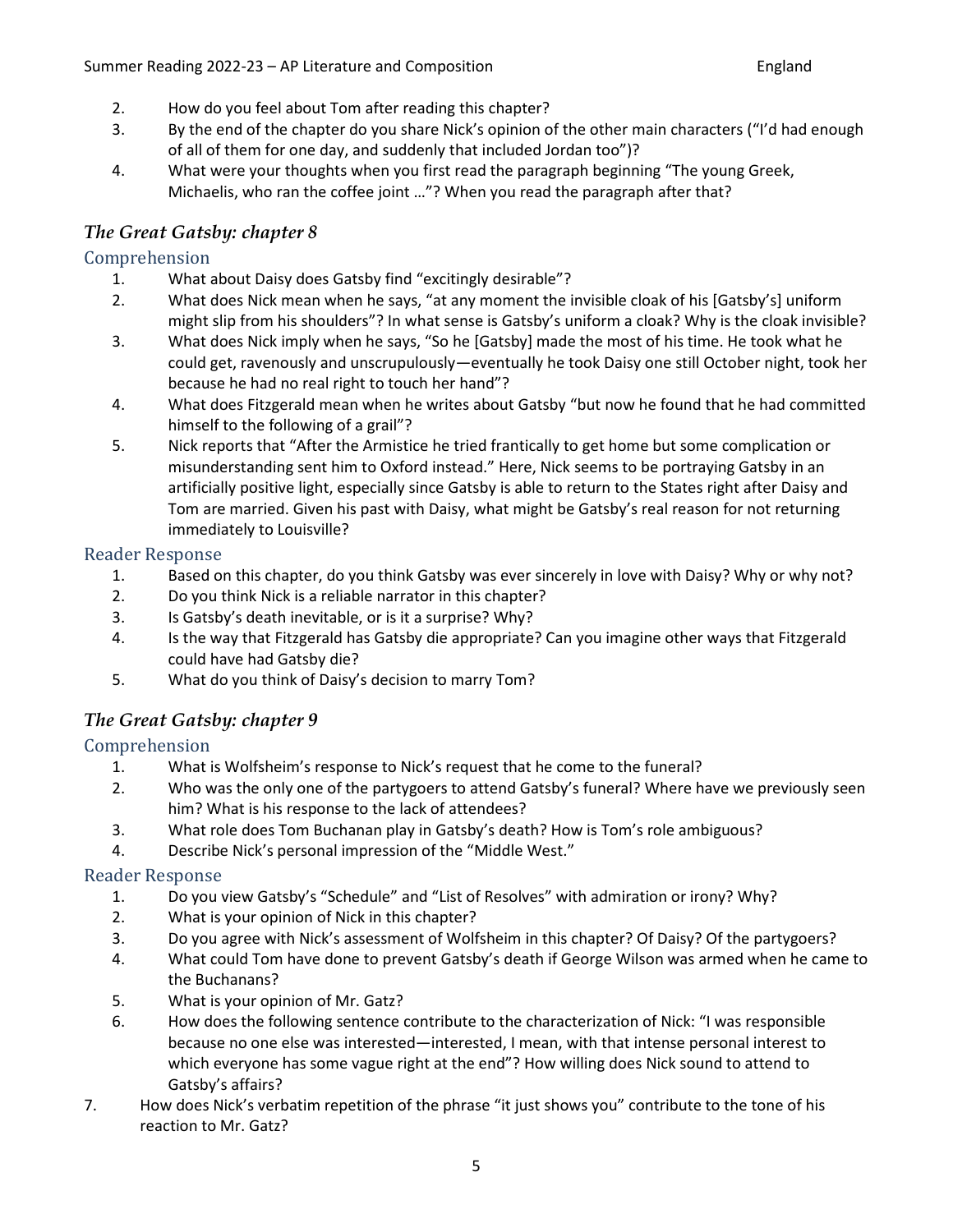2. How do you feel about Tom after reading this chapter?
3. By the end of the chapter do you share Nick's opinion of the other main characters ("I'd had enough of all of them for one day, and suddenly that included Jordan too")?
4. What were your thoughts when you first read the paragraph beginning "The young Greek, Michaelis, who ran the coffee joint …"? When you read the paragraph after that?

## *The Great Gatsby: chapter 8*

### Comprehension

1. What about Daisy does Gatsby find "excitingly desirable"?
2. What does Nick mean when he says, "at any moment the invisible cloak of his [Gatsby's] uniform might slip from his shoulders"? In what sense is Gatsby's uniform a cloak? Why is the cloak invisible?
3. What does Nick imply when he says, "So he [Gatsby] made the most of his time. He took what he could get, ravenously and unscrupulously—eventually he took Daisy one still October night, took her because he had no real right to touch her hand"?
4. What does Fitzgerald mean when he writes about Gatsby "but now he found that he had committed himself to the following of a grail"?
5. Nick reports that "After the Armistice he tried frantically to get home but some complication or misunderstanding sent him to Oxford instead." Here, Nick seems to be portraying Gatsby in an artificially positive light, especially since Gatsby is able to return to the States right after Daisy and Tom are married. Given his past with Daisy, what might be Gatsby's real reason for not returning immediately to Louisville?

### Reader Response

1. Based on this chapter, do you think Gatsby was ever sincerely in love with Daisy? Why or why not?
2. Do you think Nick is a reliable narrator in this chapter?
3. Is Gatsby's death inevitable, or is it a surprise? Why?
4. Is the way that Fitzgerald has Gatsby die appropriate? Can you imagine other ways that Fitzgerald could have had Gatsby die?
5. What do you think of Daisy's decision to marry Tom?

## *The Great Gatsby: chapter 9*

### Comprehension

1. What is Wolfsheim's response to Nick's request that he come to the funeral?
2. Who was the only one of the partygoers to attend Gatsby's funeral? Where have we previously seen him? What is his response to the lack of attendees?
3. What role does Tom Buchanan play in Gatsby's death? How is Tom's role ambiguous?
4. Describe Nick's personal impression of the "Middle West."

### Reader Response

1. Do you view Gatsby's "Schedule" and "List of Resolves" with admiration or irony? Why?
2. What is your opinion of Nick in this chapter?
3. Do you agree with Nick's assessment of Wolfsheim in this chapter? Of Daisy? Of the partygoers?
4. What could Tom have done to prevent Gatsby's death if George Wilson was armed when he came to the Buchanans?
5. What is your opinion of Mr. Gatz?
6. How does the following sentence contribute to the characterization of Nick: "I was responsible because no one else was interested—interested, I mean, with that intense personal interest to which everyone has some vague right at the end"? How willing does Nick sound to attend to Gatsby's affairs?
7. How does Nick's verbatim repetition of the phrase "it just shows you" contribute to the tone of his reaction to Mr. Gatz?